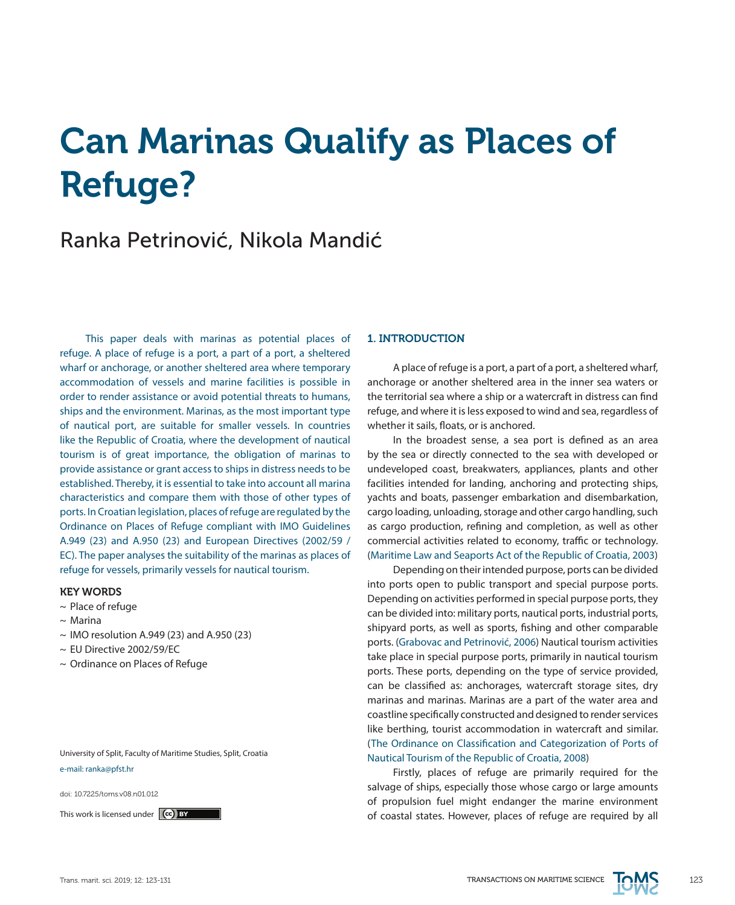# Can Marinas Qualify as Places of Refuge?

Ranka Petrinović, Nikola Mandić

This paper deals with marinas as potential places of refuge. A place of refuge is a port, a part of a port, a sheltered wharf or anchorage, or another sheltered area where temporary accommodation of vessels and marine facilities is possible in order to render assistance or avoid potential threats to humans, ships and the environment. Marinas, as the most important type of nautical port, are suitable for smaller vessels. In countries like the Republic of Croatia, where the development of nautical tourism is of great importance, the obligation of marinas to provide assistance or grant access to ships in distress needs to be established. Thereby, it is essential to take into account all marina characteristics and compare them with those of other types of ports. In Croatian legislation, places of refuge are regulated by the Ordinance on Places of Refuge compliant with IMO Guidelines A.949 (23) and A.950 (23) and European Directives (2002/59 / EC). The paper analyses the suitability of the marinas as places of refuge for vessels, primarily vessels for nautical tourism.

**KEY WORDS**

- ~ Place of refuge
- ~ Marina
- ~ IMO resolution A.949 (23) and A.950 (23)
- ~ EU Directive 2002/59/EC
- ~ Ordinance on Places of Refuge

University of Split, Faculty of Maritime Studies, Split, Croatia

e-mail: ranka@pfst.hr

doi: 10.7225/toms.v08.n01.012

This work is licensed under CC BY

## 1. INTRODUCTION

A place of refuge is a port, a part of a port, a sheltered wharf, anchorage or another sheltered area in the inner sea waters or the territorial sea where a ship or a watercraft in distress can find refuge, and where it is less exposed to wind and sea, regardless of whether it sails, floats, or is anchored.

In the broadest sense, a sea port is defined as an area by the sea or directly connected to the sea with developed or undeveloped coast, breakwaters, appliances, plants and other facilities intended for landing, anchoring and protecting ships, yachts and boats, passenger embarkation and disembarkation, cargo loading, unloading, storage and other cargo handling, such as cargo production, refining and completion, as well as other commercial activities related to economy, traffic or technology. (Maritime Law and Seaports Act of the Republic of Croatia, 2003)

Depending on their intended purpose, ports can be divided into ports open to public transport and special purpose ports. Depending on activities performed in special purpose ports, they can be divided into: military ports, nautical ports, industrial ports, shipyard ports, as well as sports, fishing and other comparable ports. (Grabovac and Petrinović, 2006) Nautical tourism activities take place in special purpose ports, primarily in nautical tourism ports. These ports, depending on the type of service provided, can be classified as: anchorages, watercraft storage sites, dry marinas and marinas. Marinas are a part of the water area and coastline specifically constructed and designed to render services like berthing, tourist accommodation in watercraft and similar. (The Ordinance on Classification and Categorization of Ports of Nautical Tourism of the Republic of Croatia, 2008)

Firstly, places of refuge are primarily required for the salvage of ships, especially those whose cargo or large amounts of propulsion fuel might endanger the marine environment of coastal states. However, places of refuge are required by all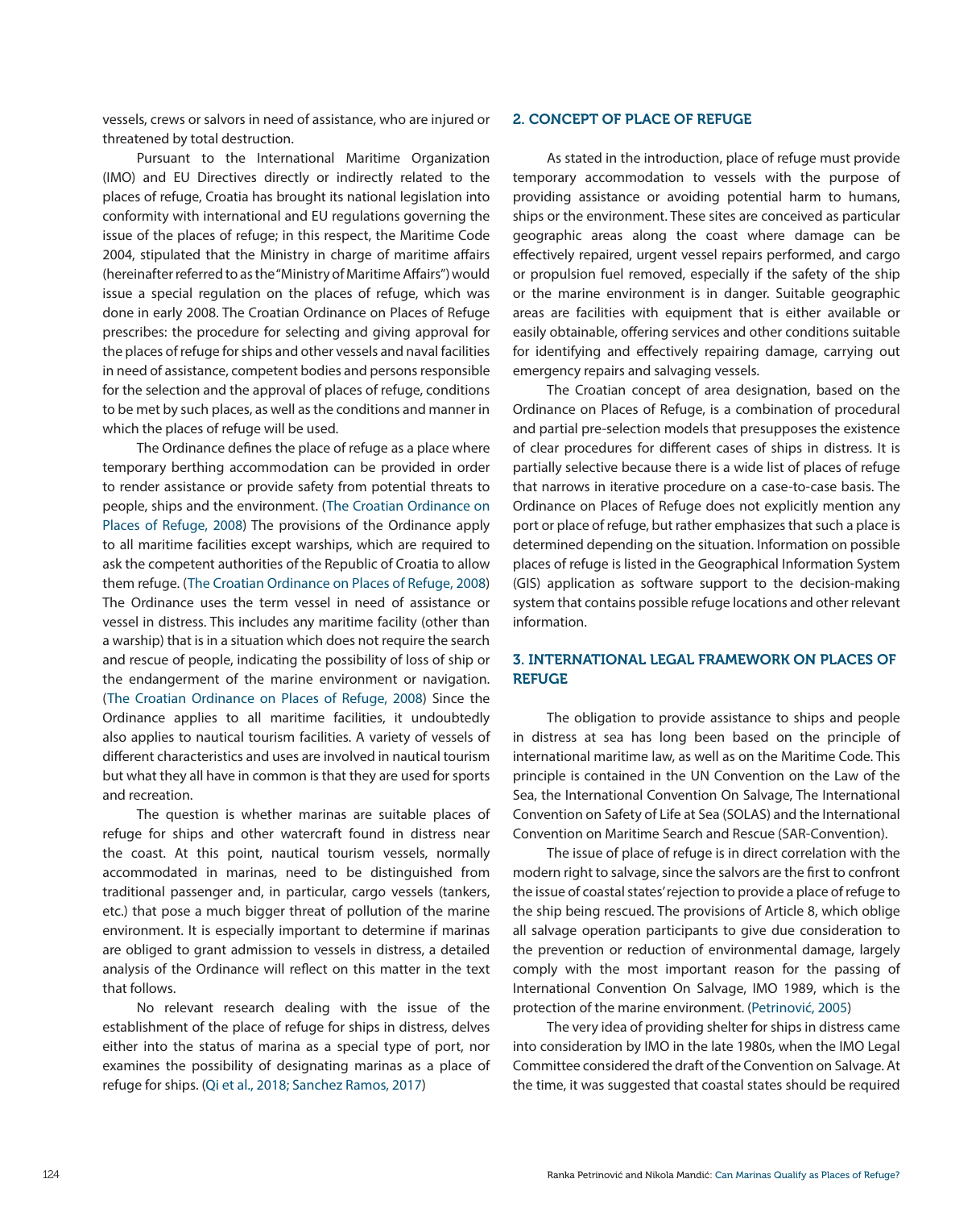vessels, crews or salvors in need of assistance, who are injured or threatened by total destruction.

Pursuant to the International Maritime Organization (IMO) and EU Directives directly or indirectly related to the places of refuge, Croatia has brought its national legislation into conformity with international and EU regulations governing the issue of the places of refuge; in this respect, the Maritime Code 2004, stipulated that the Ministry in charge of maritime affairs (hereinafter referred to as the "Ministry of Maritime Affairs") would issue a special regulation on the places of refuge, which was done in early 2008. The Croatian Ordinance on Places of Refuge prescribes: the procedure for selecting and giving approval for the places of refuge for ships and other vessels and naval facilities in need of assistance, competent bodies and persons responsible for the selection and the approval of places of refuge, conditions to be met by such places, as well as the conditions and manner in which the places of refuge will be used.

The Ordinance defines the place of refuge as a place where temporary berthing accommodation can be provided in order to render assistance or provide safety from potential threats to people, ships and the environment. (The Croatian Ordinance on Places of Refuge, 2008) The provisions of the Ordinance apply to all maritime facilities except warships, which are required to ask the competent authorities of the Republic of Croatia to allow them refuge. (The Croatian Ordinance on Places of Refuge, 2008) The Ordinance uses the term vessel in need of assistance or vessel in distress. This includes any maritime facility (other than a warship) that is in a situation which does not require the search and rescue of people, indicating the possibility of loss of ship or the endangerment of the marine environment or navigation. (The Croatian Ordinance on Places of Refuge, 2008) Since the Ordinance applies to all maritime facilities, it undoubtedly also applies to nautical tourism facilities. A variety of vessels of different characteristics and uses are involved in nautical tourism but what they all have in common is that they are used for sports and recreation.

The question is whether marinas are suitable places of refuge for ships and other watercraft found in distress near the coast. At this point, nautical tourism vessels, normally accommodated in marinas, need to be distinguished from traditional passenger and, in particular, cargo vessels (tankers, etc.) that pose a much bigger threat of pollution of the marine environment. It is especially important to determine if marinas are obliged to grant admission to vessels in distress, a detailed analysis of the Ordinance will reflect on this matter in the text that follows.

No relevant research dealing with the issue of the establishment of the place of refuge for ships in distress, delves either into the status of marina as a special type of port, nor examines the possibility of designating marinas as a place of refuge for ships. (Qi et al., 2018; Sanchez Ramos, 2017)

## 2. CONCEPT OF PLACE OF REFUGE

As stated in the introduction, place of refuge must provide temporary accommodation to vessels with the purpose of providing assistance or avoiding potential harm to humans, ships or the environment. These sites are conceived as particular geographic areas along the coast where damage can be effectively repaired, urgent vessel repairs performed, and cargo or propulsion fuel removed, especially if the safety of the ship or the marine environment is in danger. Suitable geographic areas are facilities with equipment that is either available or easily obtainable, offering services and other conditions suitable for identifying and effectively repairing damage, carrying out emergency repairs and salvaging vessels.

The Croatian concept of area designation, based on the Ordinance on Places of Refuge, is a combination of procedural and partial pre-selection models that presupposes the existence of clear procedures for different cases of ships in distress. It is partially selective because there is a wide list of places of refuge that narrows in iterative procedure on a case-to-case basis. The Ordinance on Places of Refuge does not explicitly mention any port or place of refuge, but rather emphasizes that such a place is determined depending on the situation. Information on possible places of refuge is listed in the Geographical Information System (GIS) application as software support to the decision-making system that contains possible refuge locations and other relevant information.

## 3. INTERNATIONAL LEGAL FRAMEWORK ON PLACES OF REFUGE

The obligation to provide assistance to ships and people in distress at sea has long been based on the principle of international maritime law, as well as on the Maritime Code. This principle is contained in the UN Convention on the Law of the Sea, the International Convention On Salvage, The International Convention on Safety of Life at Sea (SOLAS) and the International Convention on Maritime Search and Rescue (SAR-Convention).

The issue of place of refuge is in direct correlation with the modern right to salvage, since the salvors are the first to confront the issue of coastal states' rejection to provide a place of refuge to the ship being rescued. The provisions of Article 8, which oblige all salvage operation participants to give due consideration to the prevention or reduction of environmental damage, largely comply with the most important reason for the passing of International Convention On Salvage, IMO 1989, which is the protection of the marine environment. (Petrinović, 2005)

The very idea of providing shelter for ships in distress came into consideration by IMO in the late 1980s, when the IMO Legal Committee considered the draft of the Convention on Salvage. At the time, it was suggested that coastal states should be required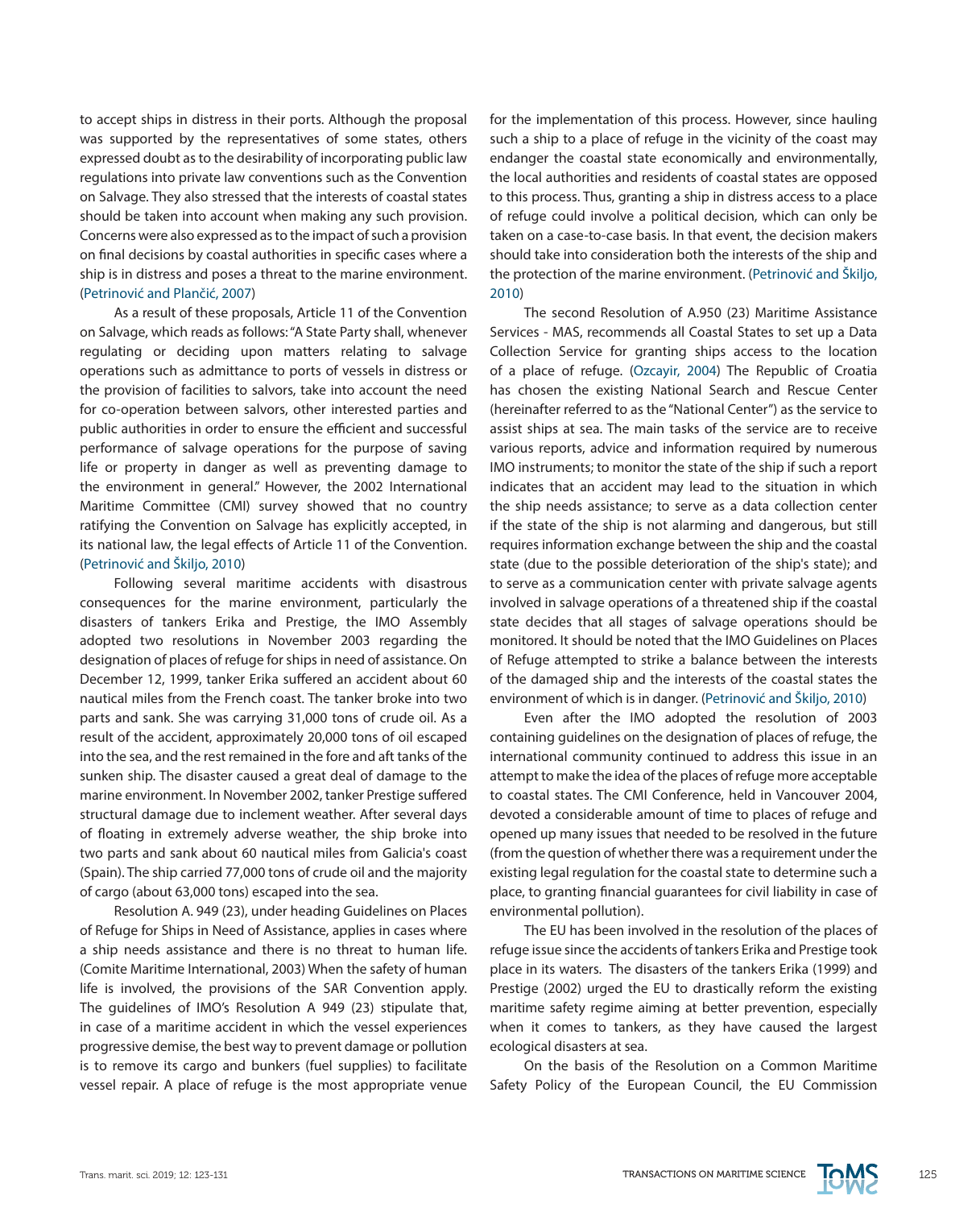to accept ships in distress in their ports. Although the proposal was supported by the representatives of some states, others expressed doubt as to the desirability of incorporating public law regulations into private law conventions such as the Convention on Salvage. They also stressed that the interests of coastal states should be taken into account when making any such provision. Concerns were also expressed as to the impact of such a provision on final decisions by coastal authorities in specific cases where a ship is in distress and poses a threat to the marine environment. (Petrinović and Plančić, 2007)

As a result of these proposals, Article 11 of the Convention on Salvage, which reads as follows: "A State Party shall, whenever regulating or deciding upon matters relating to salvage operations such as admittance to ports of vessels in distress or the provision of facilities to salvors, take into account the need for co-operation between salvors, other interested parties and public authorities in order to ensure the efficient and successful performance of salvage operations for the purpose of saving life or property in danger as well as preventing damage to the environment in general." However, the 2002 International Maritime Committee (CMI) survey showed that no country ratifying the Convention on Salvage has explicitly accepted, in its national law, the legal effects of Article 11 of the Convention. (Petrinović and Škiljo, 2010)

Following several maritime accidents with disastrous consequences for the marine environment, particularly the disasters of tankers Erika and Prestige, the IMO Assembly adopted two resolutions in November 2003 regarding the designation of places of refuge for ships in need of assistance. On December 12, 1999, tanker Erika suffered an accident about 60 nautical miles from the French coast. The tanker broke into two parts and sank. She was carrying 31,000 tons of crude oil. As a result of the accident, approximately 20,000 tons of oil escaped into the sea, and the rest remained in the fore and aft tanks of the sunken ship. The disaster caused a great deal of damage to the marine environment. In November 2002, tanker Prestige suffered structural damage due to inclement weather. After several days of floating in extremely adverse weather, the ship broke into two parts and sank about 60 nautical miles from Galicia's coast (Spain). The ship carried 77,000 tons of crude oil and the majority of cargo (about 63,000 tons) escaped into the sea.

Resolution A. 949 (23), under heading Guidelines on Places of Refuge for Ships in Need of Assistance, applies in cases where a ship needs assistance and there is no threat to human life. (Comite Maritime International, 2003) When the safety of human life is involved, the provisions of the SAR Convention apply. The guidelines of IMO's Resolution A 949 (23) stipulate that, in case of a maritime accident in which the vessel experiences progressive demise, the best way to prevent damage or pollution is to remove its cargo and bunkers (fuel supplies) to facilitate vessel repair. A place of refuge is the most appropriate venue for the implementation of this process. However, since hauling such a ship to a place of refuge in the vicinity of the coast may endanger the coastal state economically and environmentally, the local authorities and residents of coastal states are opposed to this process. Thus, granting a ship in distress access to a place of refuge could involve a political decision, which can only be taken on a case-to-case basis. In that event, the decision makers should take into consideration both the interests of the ship and the protection of the marine environment. (Petrinović and Škiljo, 2010)

The second Resolution of A.950 (23) Maritime Assistance Services - MAS, recommends all Coastal States to set up a Data Collection Service for granting ships access to the location of a place of refuge. (Ozcayir, 2004) The Republic of Croatia has chosen the existing National Search and Rescue Center (hereinafter referred to as the "National Center") as the service to assist ships at sea. The main tasks of the service are to receive various reports, advice and information required by numerous IMO instruments; to monitor the state of the ship if such a report indicates that an accident may lead to the situation in which the ship needs assistance; to serve as a data collection center if the state of the ship is not alarming and dangerous, but still requires information exchange between the ship and the coastal state (due to the possible deterioration of the ship's state); and to serve as a communication center with private salvage agents involved in salvage operations of a threatened ship if the coastal state decides that all stages of salvage operations should be monitored. It should be noted that the IMO Guidelines on Places of Refuge attempted to strike a balance between the interests of the damaged ship and the interests of the coastal states the environment of which is in danger. (Petrinović and Škiljo, 2010)

Even after the IMO adopted the resolution of 2003 containing guidelines on the designation of places of refuge, the international community continued to address this issue in an attempt to make the idea of the places of refuge more acceptable to coastal states. The CMI Conference, held in Vancouver 2004, devoted a considerable amount of time to places of refuge and opened up many issues that needed to be resolved in the future (from the question of whether there was a requirement under the existing legal regulation for the coastal state to determine such a place, to granting financial guarantees for civil liability in case of environmental pollution).

The EU has been involved in the resolution of the places of refuge issue since the accidents of tankers Erika and Prestige took place in its waters. The disasters of the tankers Erika (1999) and Prestige (2002) urged the EU to drastically reform the existing maritime safety regime aiming at better prevention, especially when it comes to tankers, as they have caused the largest ecological disasters at sea.

On the basis of the Resolution on a Common Maritime Safety Policy of the European Council, the EU Commission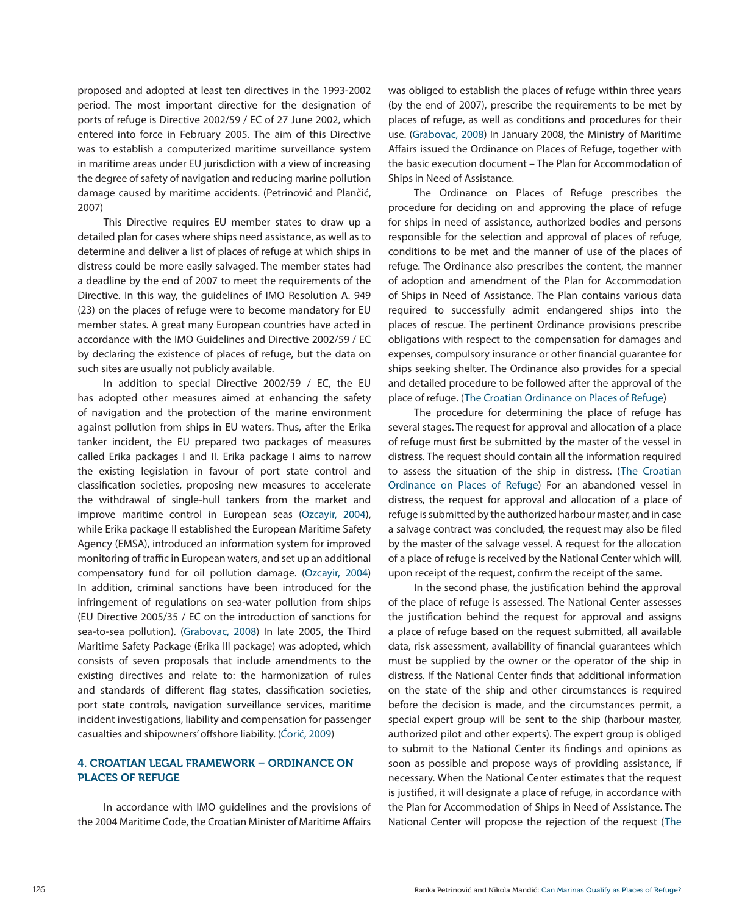proposed and adopted at least ten directives in the 1993-2002 period. The most important directive for the designation of ports of refuge is Directive 2002/59 / EC of 27 June 2002, which entered into force in February 2005. The aim of this Directive was to establish a computerized maritime surveillance system in maritime areas under EU jurisdiction with a view of increasing the degree of safety of navigation and reducing marine pollution damage caused by maritime accidents. (Petrinović and Plančić, 2007)

This Directive requires EU member states to draw up a detailed plan for cases where ships need assistance, as well as to determine and deliver a list of places of refuge at which ships in distress could be more easily salvaged. The member states had a deadline by the end of 2007 to meet the requirements of the Directive. In this way, the guidelines of IMO Resolution A. 949 (23) on the places of refuge were to become mandatory for EU member states. A great many European countries have acted in accordance with the IMO Guidelines and Directive 2002/59 / EC by declaring the existence of places of refuge, but the data on such sites are usually not publicly available.

In addition to special Directive 2002/59 / EC, the EU has adopted other measures aimed at enhancing the safety of navigation and the protection of the marine environment against pollution from ships in EU waters. Thus, after the Erika tanker incident, the EU prepared two packages of measures called Erika packages I and II. Erika package I aims to narrow the existing legislation in favour of port state control and classification societies, proposing new measures to accelerate the withdrawal of single-hull tankers from the market and improve maritime control in European seas (Ozcayir, 2004), while Erika package II established the European Maritime Safety Agency (EMSA), introduced an information system for improved monitoring of traffic in European waters, and set up an additional compensatory fund for oil pollution damage. (Ozcayir, 2004) In addition, criminal sanctions have been introduced for the infringement of regulations on sea-water pollution from ships (EU Directive 2005/35 / EC on the introduction of sanctions for sea-to-sea pollution). (Grabovac, 2008) In late 2005, the Third Maritime Safety Package (Erika III package) was adopted, which consists of seven proposals that include amendments to the existing directives and relate to: the harmonization of rules and standards of different flag states, classification societies, port state controls, navigation surveillance services, maritime incident investigations, liability and compensation for passenger casualties and shipowners' offshore liability. (Ćorić, 2009)

## 4. CROATIAN LEGAL FRAMEWORK – ORDINANCE ON PLACES OF REFUGE

In accordance with IMO guidelines and the provisions of the 2004 Maritime Code, the Croatian Minister of Maritime Affairs was obliged to establish the places of refuge within three years (by the end of 2007), prescribe the requirements to be met by places of refuge, as well as conditions and procedures for their use. (Grabovac, 2008) In January 2008, the Ministry of Maritime Affairs issued the Ordinance on Places of Refuge, together with the basic execution document – The Plan for Accommodation of Ships in Need of Assistance.

The Ordinance on Places of Refuge prescribes the procedure for deciding on and approving the place of refuge for ships in need of assistance, authorized bodies and persons responsible for the selection and approval of places of refuge, conditions to be met and the manner of use of the places of refuge. The Ordinance also prescribes the content, the manner of adoption and amendment of the Plan for Accommodation of Ships in Need of Assistance. The Plan contains various data required to successfully admit endangered ships into the places of rescue. The pertinent Ordinance provisions prescribe obligations with respect to the compensation for damages and expenses, compulsory insurance or other financial guarantee for ships seeking shelter. The Ordinance also provides for a special and detailed procedure to be followed after the approval of the place of refuge. (The Croatian Ordinance on Places of Refuge)

The procedure for determining the place of refuge has several stages. The request for approval and allocation of a place of refuge must first be submitted by the master of the vessel in distress. The request should contain all the information required to assess the situation of the ship in distress. (The Croatian Ordinance on Places of Refuge) For an abandoned vessel in distress, the request for approval and allocation of a place of refuge is submitted by the authorized harbour master, and in case a salvage contract was concluded, the request may also be filed by the master of the salvage vessel. A request for the allocation of a place of refuge is received by the National Center which will, upon receipt of the request, confirm the receipt of the same.

In the second phase, the justification behind the approval of the place of refuge is assessed. The National Center assesses the justification behind the request for approval and assigns a place of refuge based on the request submitted, all available data, risk assessment, availability of financial guarantees which must be supplied by the owner or the operator of the ship in distress. If the National Center finds that additional information on the state of the ship and other circumstances is required before the decision is made, and the circumstances permit, a special expert group will be sent to the ship (harbour master, authorized pilot and other experts). The expert group is obliged to submit to the National Center its findings and opinions as soon as possible and propose ways of providing assistance, if necessary. When the National Center estimates that the request is justified, it will designate a place of refuge, in accordance with the Plan for Accommodation of Ships in Need of Assistance. The National Center will propose the rejection of the request (The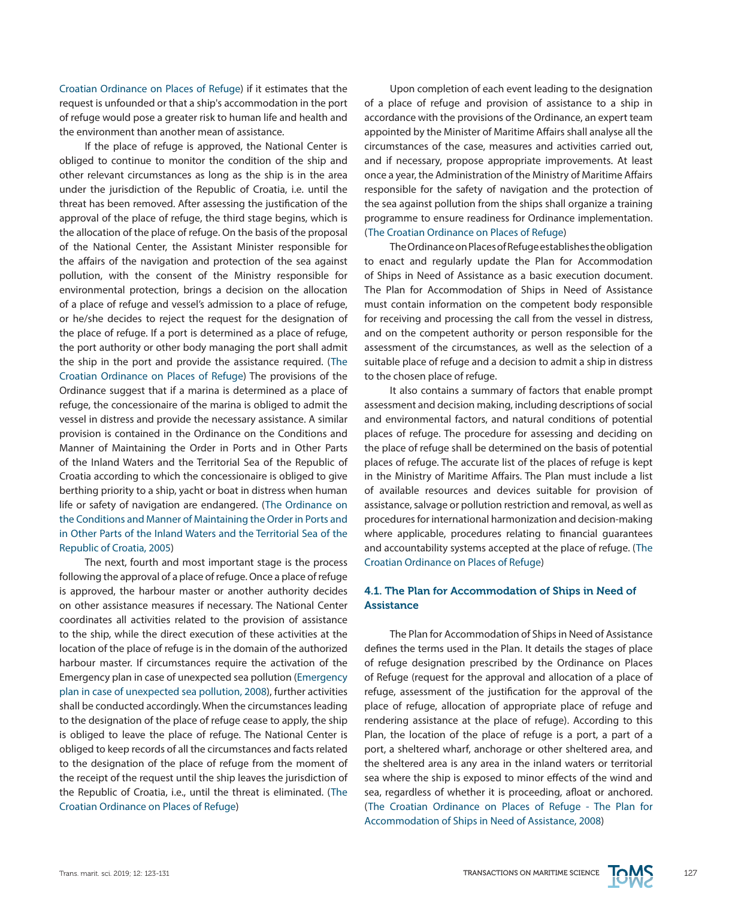Croatian Ordinance on Places of Refuge) if it estimates that the request is unfounded or that a ship's accommodation in the port of refuge would pose a greater risk to human life and health and the environment than another mean of assistance.

If the place of refuge is approved, the National Center is obliged to continue to monitor the condition of the ship and other relevant circumstances as long as the ship is in the area under the jurisdiction of the Republic of Croatia, i.e. until the threat has been removed. After assessing the justification of the approval of the place of refuge, the third stage begins, which is the allocation of the place of refuge. On the basis of the proposal of the National Center, the Assistant Minister responsible for the affairs of the navigation and protection of the sea against pollution, with the consent of the Ministry responsible for environmental protection, brings a decision on the allocation of a place of refuge and vessel's admission to a place of refuge, or he/she decides to reject the request for the designation of the place of refuge. If a port is determined as a place of refuge, the port authority or other body managing the port shall admit the ship in the port and provide the assistance required. (The Croatian Ordinance on Places of Refuge) The provisions of the Ordinance suggest that if a marina is determined as a place of refuge, the concessionaire of the marina is obliged to admit the vessel in distress and provide the necessary assistance. A similar provision is contained in the Ordinance on the Conditions and Manner of Maintaining the Order in Ports and in Other Parts of the Inland Waters and the Territorial Sea of the Republic of Croatia according to which the concessionaire is obliged to give berthing priority to a ship, yacht or boat in distress when human life or safety of navigation are endangered. (The Ordinance on the Conditions and Manner of Maintaining the Order in Ports and in Other Parts of the Inland Waters and the Territorial Sea of the Republic of Croatia, 2005)

The next, fourth and most important stage is the process following the approval of a place of refuge. Once a place of refuge is approved, the harbour master or another authority decides on other assistance measures if necessary. The National Center coordinates all activities related to the provision of assistance to the ship, while the direct execution of these activities at the location of the place of refuge is in the domain of the authorized harbour master. If circumstances require the activation of the Emergency plan in case of unexpected sea pollution (Emergency plan in case of unexpected sea pollution, 2008), further activities shall be conducted accordingly. When the circumstances leading to the designation of the place of refuge cease to apply, the ship is obliged to leave the place of refuge. The National Center is obliged to keep records of all the circumstances and facts related to the designation of the place of refuge from the moment of the receipt of the request until the ship leaves the jurisdiction of the Republic of Croatia, i.e., until the threat is eliminated. (The Croatian Ordinance on Places of Refuge)

Upon completion of each event leading to the designation of a place of refuge and provision of assistance to a ship in accordance with the provisions of the Ordinance, an expert team appointed by the Minister of Maritime Affairs shall analyse all the circumstances of the case, measures and activities carried out, and if necessary, propose appropriate improvements. At least once a year, the Administration of the Ministry of Maritime Affairs responsible for the safety of navigation and the protection of the sea against pollution from the ships shall organize a training programme to ensure readiness for Ordinance implementation. (The Croatian Ordinance on Places of Refuge)

The Ordinance on Places of Refuge establishes the obligation to enact and regularly update the Plan for Accommodation of Ships in Need of Assistance as a basic execution document. The Plan for Accommodation of Ships in Need of Assistance must contain information on the competent body responsible for receiving and processing the call from the vessel in distress, and on the competent authority or person responsible for the assessment of the circumstances, as well as the selection of a suitable place of refuge and a decision to admit a ship in distress to the chosen place of refuge.

It also contains a summary of factors that enable prompt assessment and decision making, including descriptions of social and environmental factors, and natural conditions of potential places of refuge. The procedure for assessing and deciding on the place of refuge shall be determined on the basis of potential places of refuge. The accurate list of the places of refuge is kept in the Ministry of Maritime Affairs. The Plan must include a list of available resources and devices suitable for provision of assistance, salvage or pollution restriction and removal, as well as procedures for international harmonization and decision-making where applicable, procedures relating to financial guarantees and accountability systems accepted at the place of refuge. (The Croatian Ordinance on Places of Refuge)

### 4.1. The Plan for Accommodation of Ships in Need of Assistance

The Plan for Accommodation of Ships in Need of Assistance defines the terms used in the Plan. It details the stages of place of refuge designation prescribed by the Ordinance on Places of Refuge (request for the approval and allocation of a place of refuge, assessment of the justification for the approval of the place of refuge, allocation of appropriate place of refuge and rendering assistance at the place of refuge). According to this Plan, the location of the place of refuge is a port, a part of a port, a sheltered wharf, anchorage or other sheltered area, and the sheltered area is any area in the inland waters or territorial sea where the ship is exposed to minor effects of the wind and sea, regardless of whether it is proceeding, afloat or anchored. (The Croatian Ordinance on Places of Refuge - The Plan for Accommodation of Ships in Need of Assistance, 2008)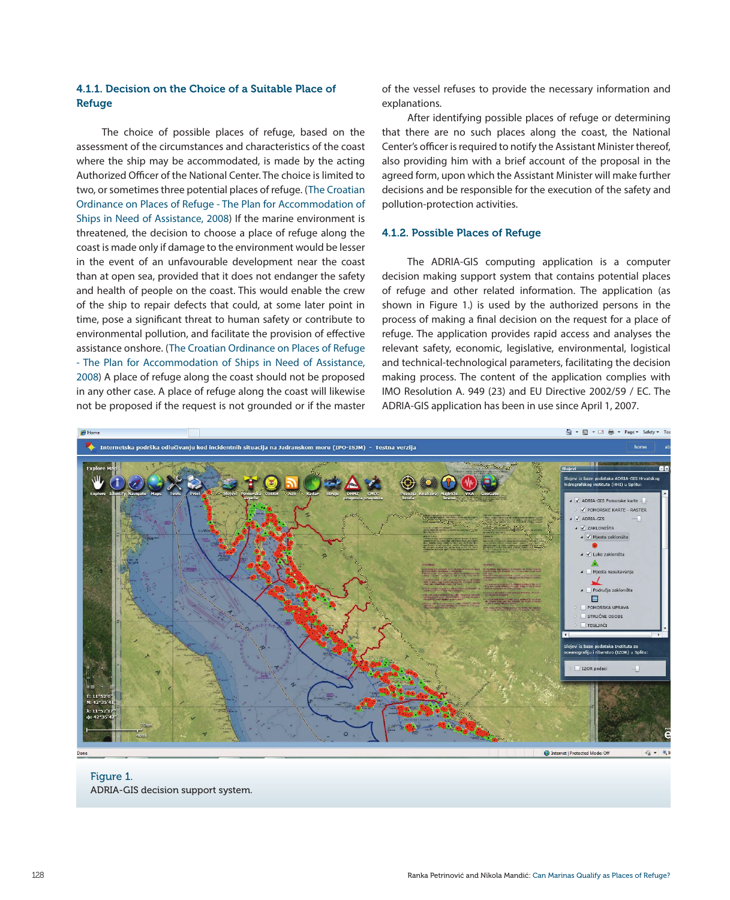### 4.1.1. Decision on the Choice of a Suitable Place of Refuge

The choice of possible places of refuge, based on the assessment of the circumstances and characteristics of the coast where the ship may be accommodated, is made by the acting Authorized Officer of the National Center. The choice is limited to two, or sometimes three potential places of refuge. (The Croatian Ordinance on Places of Refuge - The Plan for Accommodation of Ships in Need of Assistance, 2008) If the marine environment is threatened, the decision to choose a place of refuge along the coast is made only if damage to the environment would be lesser in the event of an unfavourable development near the coast than at open sea, provided that it does not endanger the safety and health of people on the coast. This would enable the crew of the ship to repair defects that could, at some later point in time, pose a significant threat to human safety or contribute to environmental pollution, and facilitate the provision of effective assistance onshore. (The Croatian Ordinance on Places of Refuge - The Plan for Accommodation of Ships in Need of Assistance, 2008) A place of refuge along the coast should not be proposed in any other case. A place of refuge along the coast will likewise not be proposed if the request is not grounded or if the master of the vessel refuses to provide the necessary information and explanations.

After identifying possible places of refuge or determining that there are no such places along the coast, the National Center's officer is required to notify the Assistant Minister thereof, also providing him with a brief account of the proposal in the agreed form, upon which the Assistant Minister will make further decisions and be responsible for the execution of the safety and pollution-protection activities.

### 4.1.2. Possible Places of Refuge

The ADRIA-GIS computing application is a computer decision making support system that contains potential places of refuge and other related information. The application (as shown in Figure 1.) is used by the authorized persons in the process of making a final decision on the request for a place of refuge. The application provides rapid access and analyses the relevant safety, economic, legislative, environmental, logistical and technical-technological parameters, facilitating the decision making process. The content of the application complies with IMO Resolution A. 949 (23) and EU Directive 2002/59 / EC. The ADRIA-GIS application has been in use since April 1, 2007.

Figure 1.
ADRIA-GIS decision support system.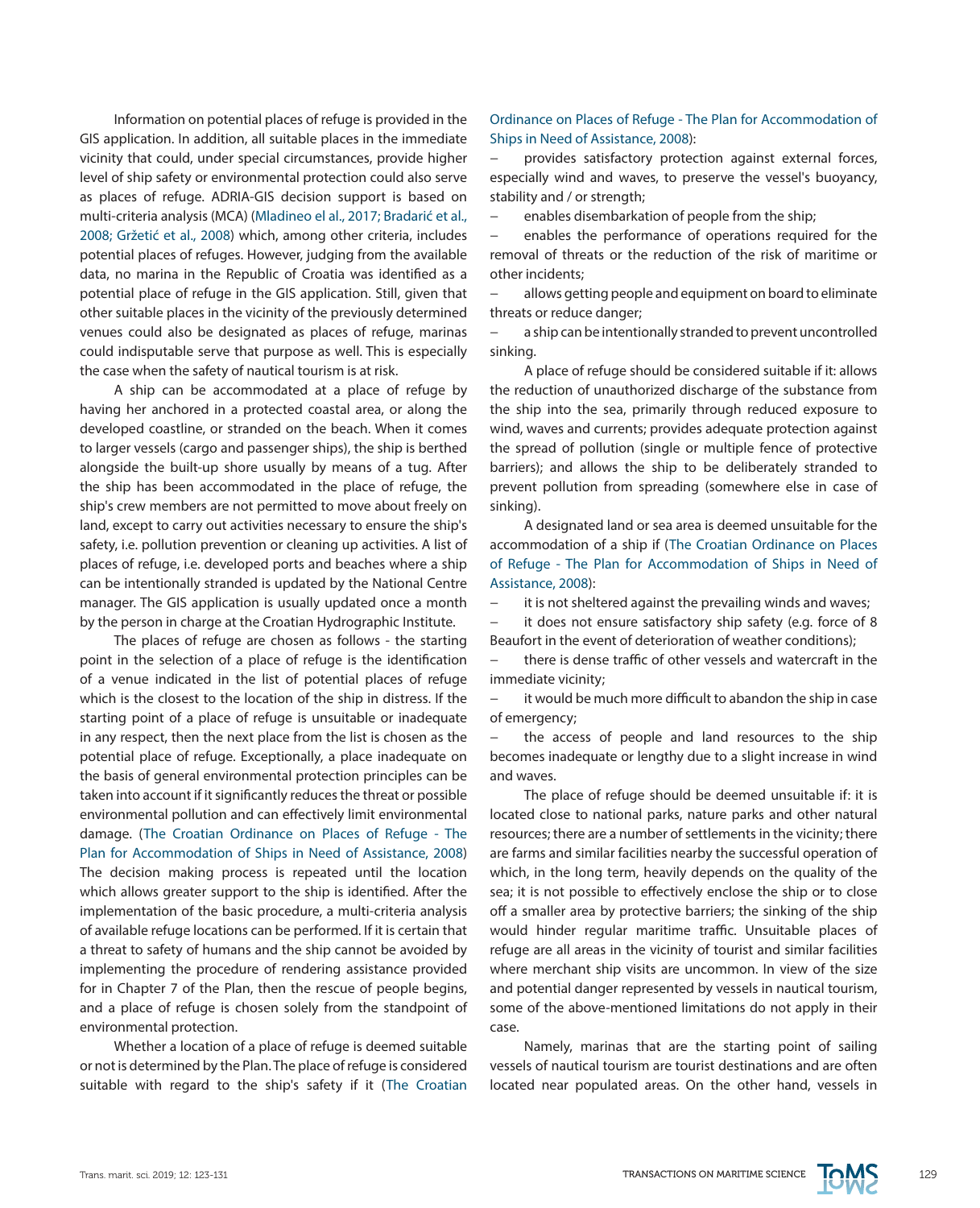Information on potential places of refuge is provided in the GIS application. In addition, all suitable places in the immediate vicinity that could, under special circumstances, provide higher level of ship safety or environmental protection could also serve as places of refuge. ADRIA-GIS decision support is based on multi-criteria analysis (MCA) (Mladineo el al., 2017; Bradarić et al., 2008; Gržetić et al., 2008) which, among other criteria, includes potential places of refuges. However, judging from the available data, no marina in the Republic of Croatia was identified as a potential place of refuge in the GIS application. Still, given that other suitable places in the vicinity of the previously determined venues could also be designated as places of refuge, marinas could indisputable serve that purpose as well. This is especially the case when the safety of nautical tourism is at risk.

A ship can be accommodated at a place of refuge by having her anchored in a protected coastal area, or along the developed coastline, or stranded on the beach. When it comes to larger vessels (cargo and passenger ships), the ship is berthed alongside the built-up shore usually by means of a tug. After the ship has been accommodated in the place of refuge, the ship's crew members are not permitted to move about freely on land, except to carry out activities necessary to ensure the ship's safety, i.e. pollution prevention or cleaning up activities. A list of places of refuge, i.e. developed ports and beaches where a ship can be intentionally stranded is updated by the National Centre manager. The GIS application is usually updated once a month by the person in charge at the Croatian Hydrographic Institute.

The places of refuge are chosen as follows - the starting point in the selection of a place of refuge is the identification of a venue indicated in the list of potential places of refuge which is the closest to the location of the ship in distress. If the starting point of a place of refuge is unsuitable or inadequate in any respect, then the next place from the list is chosen as the potential place of refuge. Exceptionally, a place inadequate on the basis of general environmental protection principles can be taken into account if it significantly reduces the threat or possible environmental pollution and can effectively limit environmental damage. (The Croatian Ordinance on Places of Refuge - The Plan for Accommodation of Ships in Need of Assistance, 2008) The decision making process is repeated until the location which allows greater support to the ship is identified. After the implementation of the basic procedure, a multi-criteria analysis of available refuge locations can be performed. If it is certain that a threat to safety of humans and the ship cannot be avoided by implementing the procedure of rendering assistance provided for in Chapter 7 of the Plan, then the rescue of people begins, and a place of refuge is chosen solely from the standpoint of environmental protection.

Whether a location of a place of refuge is deemed suitable or not is determined by the Plan. The place of refuge is considered suitable with regard to the ship's safety if it (The Croatian Ordinance on Places of Refuge - The Plan for Accommodation of Ships in Need of Assistance, 2008):

- provides satisfactory protection against external forces, especially wind and waves, to preserve the vessel's buoyancy, stability and / or strength;
- enables disembarkation of people from the ship;
- enables the performance of operations required for the removal of threats or the reduction of the risk of maritime or other incidents;
- allows getting people and equipment on board to eliminate threats or reduce danger;
- a ship can be intentionally stranded to prevent uncontrolled sinking.

A place of refuge should be considered suitable if it: allows the reduction of unauthorized discharge of the substance from the ship into the sea, primarily through reduced exposure to wind, waves and currents; provides adequate protection against the spread of pollution (single or multiple fence of protective barriers); and allows the ship to be deliberately stranded to prevent pollution from spreading (somewhere else in case of sinking).

A designated land or sea area is deemed unsuitable for the accommodation of a ship if (The Croatian Ordinance on Places of Refuge - The Plan for Accommodation of Ships in Need of Assistance, 2008):

- it is not sheltered against the prevailing winds and waves;
- it does not ensure satisfactory ship safety (e.g. force of 8 Beaufort in the event of deterioration of weather conditions);
- there is dense traffic of other vessels and watercraft in the immediate vicinity;
- it would be much more difficult to abandon the ship in case of emergency;
- the access of people and land resources to the ship becomes inadequate or lengthy due to a slight increase in wind and waves.

The place of refuge should be deemed unsuitable if: it is located close to national parks, nature parks and other natural resources; there are a number of settlements in the vicinity; there are farms and similar facilities nearby the successful operation of which, in the long term, heavily depends on the quality of the sea; it is not possible to effectively enclose the ship or to close off a smaller area by protective barriers; the sinking of the ship would hinder regular maritime traffic. Unsuitable places of refuge are all areas in the vicinity of tourist and similar facilities where merchant ship visits are uncommon. In view of the size and potential danger represented by vessels in nautical tourism, some of the above-mentioned limitations do not apply in their case.

Namely, marinas that are the starting point of sailing vessels of nautical tourism are tourist destinations and are often located near populated areas. On the other hand, vessels in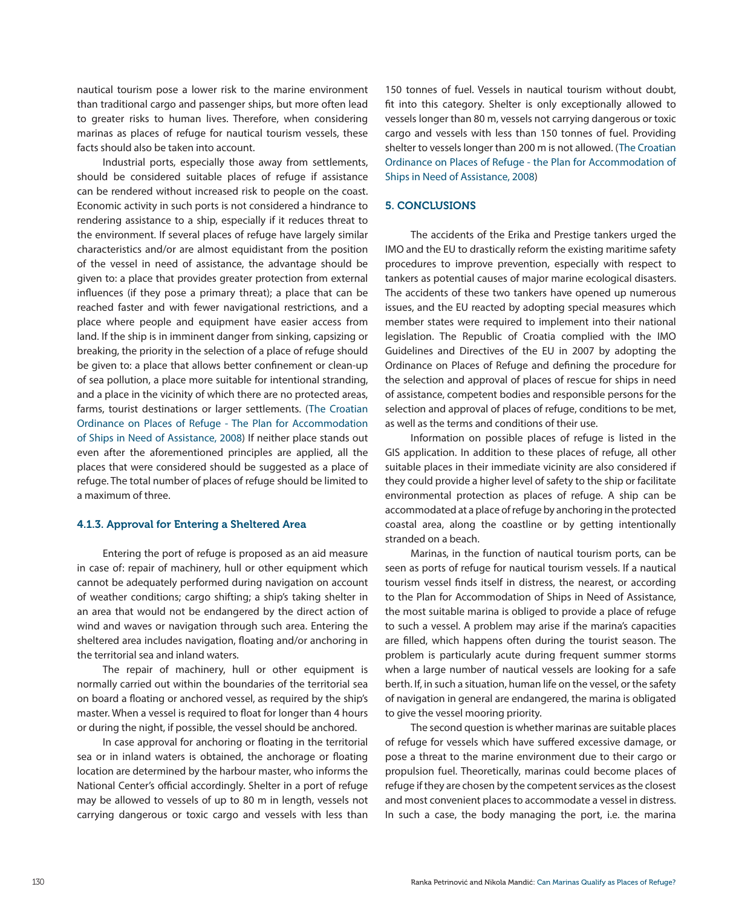nautical tourism pose a lower risk to the marine environment than traditional cargo and passenger ships, but more often lead to greater risks to human lives. Therefore, when considering marinas as places of refuge for nautical tourism vessels, these facts should also be taken into account.

Industrial ports, especially those away from settlements, should be considered suitable places of refuge if assistance can be rendered without increased risk to people on the coast. Economic activity in such ports is not considered a hindrance to rendering assistance to a ship, especially if it reduces threat to the environment. If several places of refuge have largely similar characteristics and/or are almost equidistant from the position of the vessel in need of assistance, the advantage should be given to: a place that provides greater protection from external influences (if they pose a primary threat); a place that can be reached faster and with fewer navigational restrictions, and a place where people and equipment have easier access from land. If the ship is in imminent danger from sinking, capsizing or breaking, the priority in the selection of a place of refuge should be given to: a place that allows better confinement or clean-up of sea pollution, a place more suitable for intentional stranding, and a place in the vicinity of which there are no protected areas, farms, tourist destinations or larger settlements. (The Croatian Ordinance on Places of Refuge - The Plan for Accommodation of Ships in Need of Assistance, 2008) If neither place stands out even after the aforementioned principles are applied, all the places that were considered should be suggested as a place of refuge. The total number of places of refuge should be limited to a maximum of three.

### 4.1.3. Approval for Entering a Sheltered Area

Entering the port of refuge is proposed as an aid measure in case of: repair of machinery, hull or other equipment which cannot be adequately performed during navigation on account of weather conditions; cargo shifting; a ship's taking shelter in an area that would not be endangered by the direct action of wind and waves or navigation through such area. Entering the sheltered area includes navigation, floating and/or anchoring in the territorial sea and inland waters.

The repair of machinery, hull or other equipment is normally carried out within the boundaries of the territorial sea on board a floating or anchored vessel, as required by the ship's master. When a vessel is required to float for longer than 4 hours or during the night, if possible, the vessel should be anchored.

In case approval for anchoring or floating in the territorial sea or in inland waters is obtained, the anchorage or floating location are determined by the harbour master, who informs the National Center's official accordingly. Shelter in a port of refuge may be allowed to vessels of up to 80 m in length, vessels not carrying dangerous or toxic cargo and vessels with less than 150 tonnes of fuel. Vessels in nautical tourism without doubt, fit into this category. Shelter is only exceptionally allowed to vessels longer than 80 m, vessels not carrying dangerous or toxic cargo and vessels with less than 150 tonnes of fuel. Providing shelter to vessels longer than 200 m is not allowed. (The Croatian Ordinance on Places of Refuge - the Plan for Accommodation of Ships in Need of Assistance, 2008)

## 5. CONCLUSIONS

The accidents of the Erika and Prestige tankers urged the IMO and the EU to drastically reform the existing maritime safety procedures to improve prevention, especially with respect to tankers as potential causes of major marine ecological disasters. The accidents of these two tankers have opened up numerous issues, and the EU reacted by adopting special measures which member states were required to implement into their national legislation. The Republic of Croatia complied with the IMO Guidelines and Directives of the EU in 2007 by adopting the Ordinance on Places of Refuge and defining the procedure for the selection and approval of places of rescue for ships in need of assistance, competent bodies and responsible persons for the selection and approval of places of refuge, conditions to be met, as well as the terms and conditions of their use.

Information on possible places of refuge is listed in the GIS application. In addition to these places of refuge, all other suitable places in their immediate vicinity are also considered if they could provide a higher level of safety to the ship or facilitate environmental protection as places of refuge. A ship can be accommodated at a place of refuge by anchoring in the protected coastal area, along the coastline or by getting intentionally stranded on a beach.

Marinas, in the function of nautical tourism ports, can be seen as ports of refuge for nautical tourism vessels. If a nautical tourism vessel finds itself in distress, the nearest, or according to the Plan for Accommodation of Ships in Need of Assistance, the most suitable marina is obliged to provide a place of refuge to such a vessel. A problem may arise if the marina's capacities are filled, which happens often during the tourist season. The problem is particularly acute during frequent summer storms when a large number of nautical vessels are looking for a safe berth. If, in such a situation, human life on the vessel, or the safety of navigation in general are endangered, the marina is obligated to give the vessel mooring priority.

The second question is whether marinas are suitable places of refuge for vessels which have suffered excessive damage, or pose a threat to the marine environment due to their cargo or propulsion fuel. Theoretically, marinas could become places of refuge if they are chosen by the competent services as the closest and most convenient places to accommodate a vessel in distress. In such a case, the body managing the port, i.e. the marina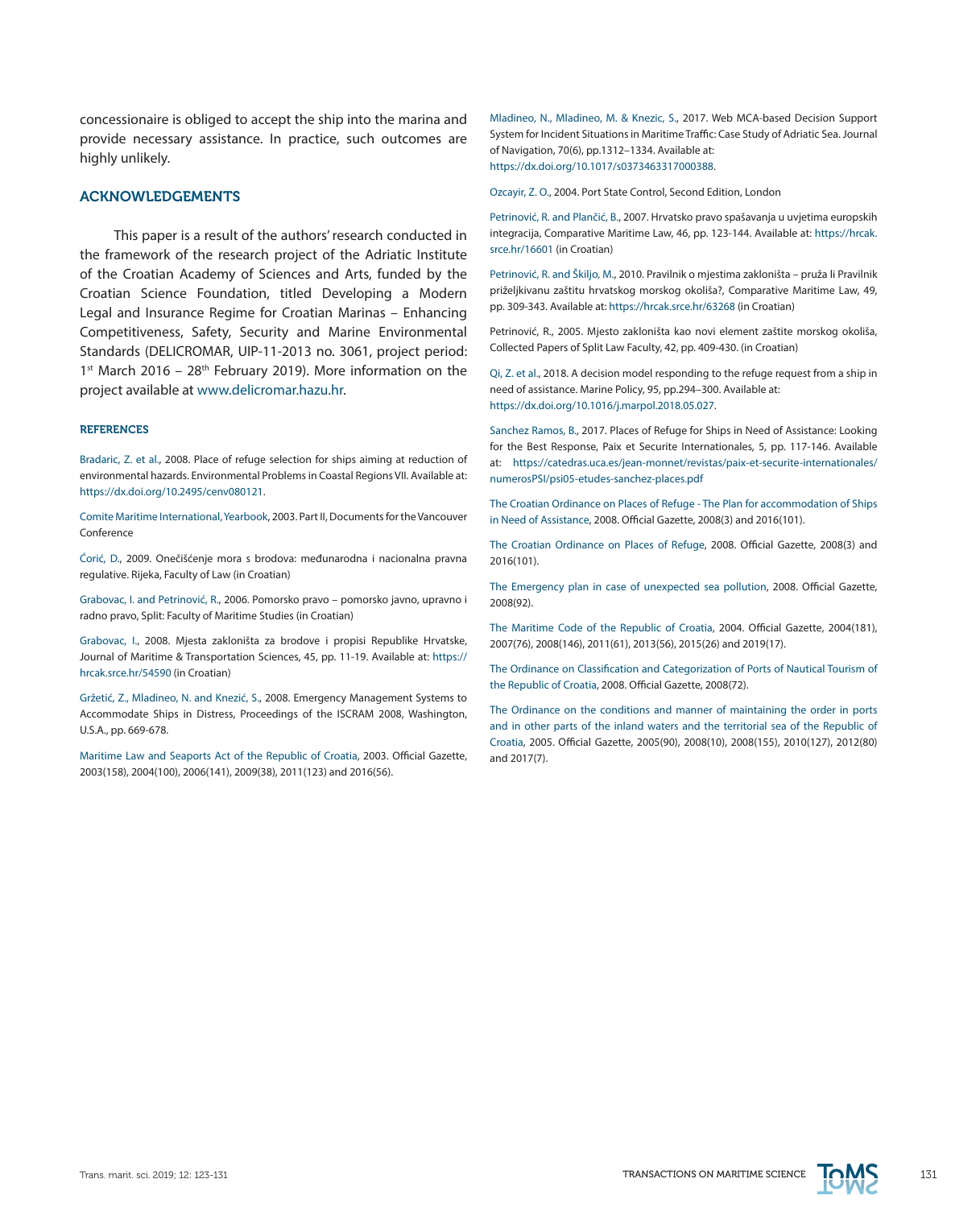concessionaire is obliged to accept the ship into the marina and provide necessary assistance. In practice, such outcomes are highly unlikely.

## ACKNOWLEDGEMENTS

This paper is a result of the authors' research conducted in the framework of the research project of the Adriatic Institute of the Croatian Academy of Sciences and Arts, funded by the Croatian Science Foundation, titled Developing a Modern Legal and Insurance Regime for Croatian Marinas – Enhancing Competitiveness, Safety, Security and Marine Environmental Standards (DELICROMAR, UIP-11-2013 no. 3061, project period: 1st March 2016 – 28th February 2019). More information on the project available at www.delicromar.hazu.hr.

### REFERENCES

Bradaric, Z. et al., 2008. Place of refuge selection for ships aiming at reduction of environmental hazards. Environmental Problems in Coastal Regions VII. Available at: https://dx.doi.org/10.2495/cenv080121.

Comite Maritime International, Yearbook, 2003. Part II, Documents for the Vancouver Conference

Ćorić, D., 2009. Onečišćenje mora s brodova: međunarodna i nacionalna pravna regulative. Rijeka, Faculty of Law (in Croatian)

Grabovac, I. and Petrinović, R., 2006. Pomorsko pravo – pomorsko javno, upravno i radno pravo, Split: Faculty of Maritime Studies (in Croatian)

Grabovac, I., 2008. Mjesta zakloništa za brodove i propisi Republike Hrvatske, Journal of Maritime & Transportation Sciences, 45, pp. 11-19. Available at: https://hrcak.srce.hr/54590 (in Croatian)

Gržetić, Z., Mladineo, N. and Knezić, S., 2008. Emergency Management Systems to Accommodate Ships in Distress, Proceedings of the ISCRAM 2008, Washington, U.S.A., pp. 669-678.

Maritime Law and Seaports Act of the Republic of Croatia, 2003. Official Gazette, 2003(158), 2004(100), 2006(141), 2009(38), 2011(123) and 2016(56).

Mladineo, N., Mladineo, M. & Knezic, S., 2017. Web MCA-based Decision Support System for Incident Situations in Maritime Traffic: Case Study of Adriatic Sea. Journal of Navigation, 70(6), pp.1312–1334. Available at: https://dx.doi.org/10.1017/s0373463317000388.

Ozcayir, Z. O., 2004. Port State Control, Second Edition, London

Petrinović, R. and Plančić, B., 2007. Hrvatsko pravo spašavanja u uvjetima europskih integracija, Comparative Maritime Law, 46, pp. 123-144. Available at: https://hrcak.srce.hr/16601 (in Croatian)

Petrinović, R. and Škiljo, M., 2010. Pravilnik o mjestima zakloništa – pruža li Pravilnik priželjkivanu zaštitu hrvatskog morskog okoliša?, Comparative Maritime Law, 49, pp. 309-343. Available at: https://hrcak.srce.hr/63268 (in Croatian)

Petrinović, R., 2005. Mjesto zakloništa kao novi element zaštite morskog okoliša, Collected Papers of Split Law Faculty, 42, pp. 409-430. (in Croatian)

Qi, Z. et al., 2018. A decision model responding to the refuge request from a ship in need of assistance. Marine Policy, 95, pp.294–300. Available at: https://dx.doi.org/10.1016/j.marpol.2018.05.027.

Sanchez Ramos, B., 2017. Places of Refuge for Ships in Need of Assistance: Looking for the Best Response, Paix et Securite Internationales, 5, pp. 117-146. Available at: https://catedras.uca.es/jean-monnet/revistas/paix-et-securite-internationales/numerosPSI/psi05-etudes-sanchez-places.pdf

The Croatian Ordinance on Places of Refuge - The Plan for accommodation of Ships in Need of Assistance, 2008. Official Gazette, 2008(3) and 2016(101).

The Croatian Ordinance on Places of Refuge, 2008. Official Gazette, 2008(3) and 2016(101).

The Emergency plan in case of unexpected sea pollution, 2008. Official Gazette, 2008(92).

The Maritime Code of the Republic of Croatia, 2004. Official Gazette, 2004(181), 2007(76), 2008(146), 2011(61), 2013(56), 2015(26) and 2019(17).

The Ordinance on Classification and Categorization of Ports of Nautical Tourism of the Republic of Croatia, 2008. Official Gazette, 2008(72).

The Ordinance on the conditions and manner of maintaining the order in ports and in other parts of the inland waters and the territorial sea of the Republic of Croatia, 2005. Official Gazette, 2005(90), 2008(10), 2008(155), 2010(127), 2012(80) and 2017(7).